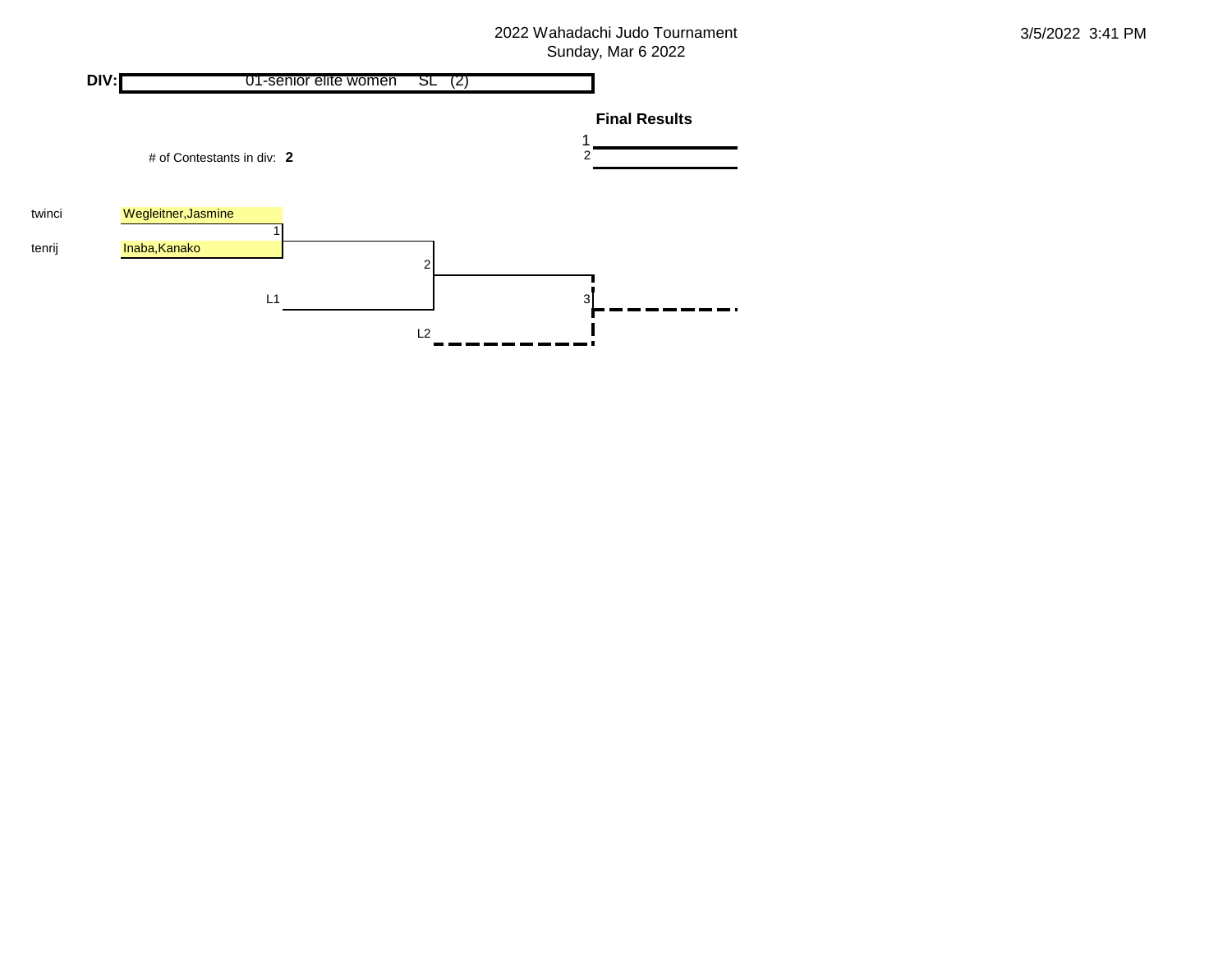2022 Wahadachi Judo Tournament
Sunday, Mar 6 2022

3/5/2022 3:41 PM

**DIV:** 01-senior elite women SL (2)

**Final Results**

1

2

# of Contestants in div: **2**

| Club | Contestant |
|---|---|
| twinci | Wegleitner,Jasmine |
| tenrij | Inaba,Kanako |

1

2

L1

3

L2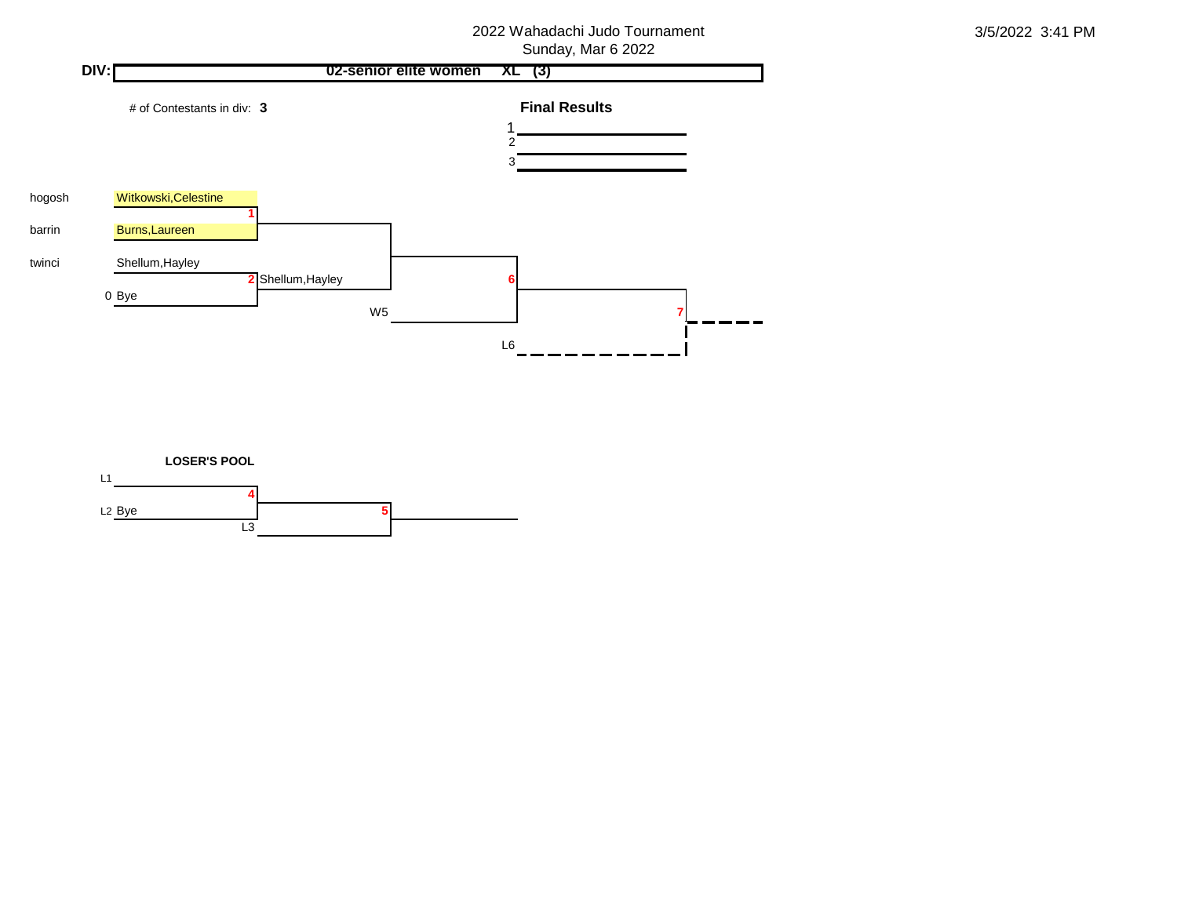2022 Wahadachi Judo Tournament
Sunday, Mar 6 2022

3/5/2022 3:41 PM

**DIV: 02-senior elite women XL (3)**

# of Contestants in div: **3**

**Final Results**

1 

2 

3 

| Club | Contestant | Match | Advances |
| --- | --- | --- | --- |
| hogosh | Witkowski,Celestine | 1 | |
| barrin | Burns,Laureen | | |
| twinci | Shellum,Hayley | 2 | Shellum,Hayley |
| 0 | Bye | | |

Match 6: Winner of 1 vs. Shellum,Hayley; W5

Match 7: Winner of 6 vs. L6

**LOSER'S POOL**

| | | Match |
| --- | --- | --- |
| L1 | | 4 |
| L2 | Bye | |
| L3 | | 5 |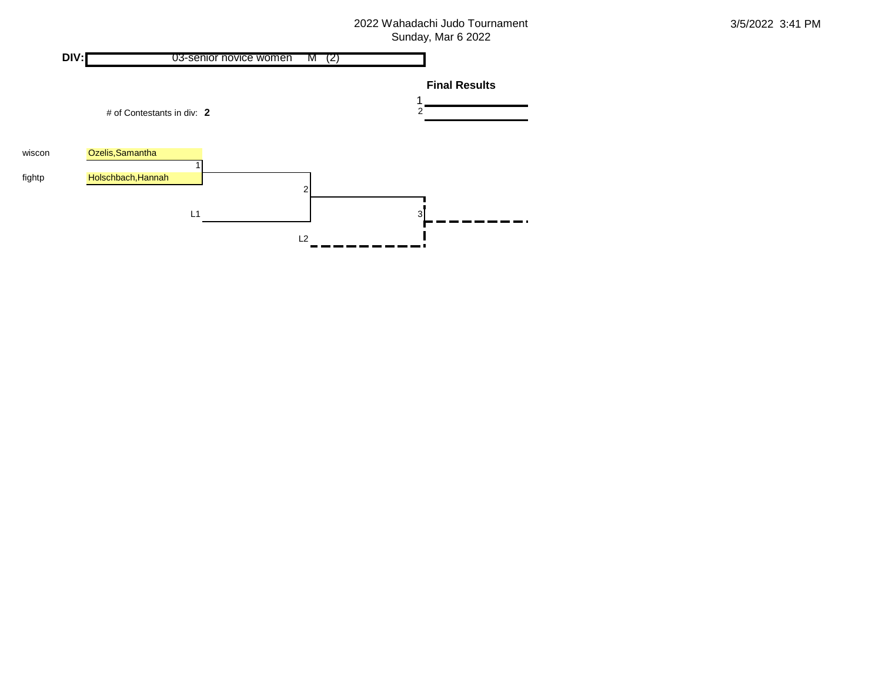2022 Wahadachi Judo Tournament
Sunday, Mar 6 2022

3/5/2022 3:41 PM

**DIV:** 03-senior novice women M (2)

**Final Results**

1 
2 

# of Contestants in div: **2**

| Club | Contestant |
|---|---|
| wiscon | Ozelis,Samantha |
| fightp | Holschbach,Hannah |

1

2

L1

3

L2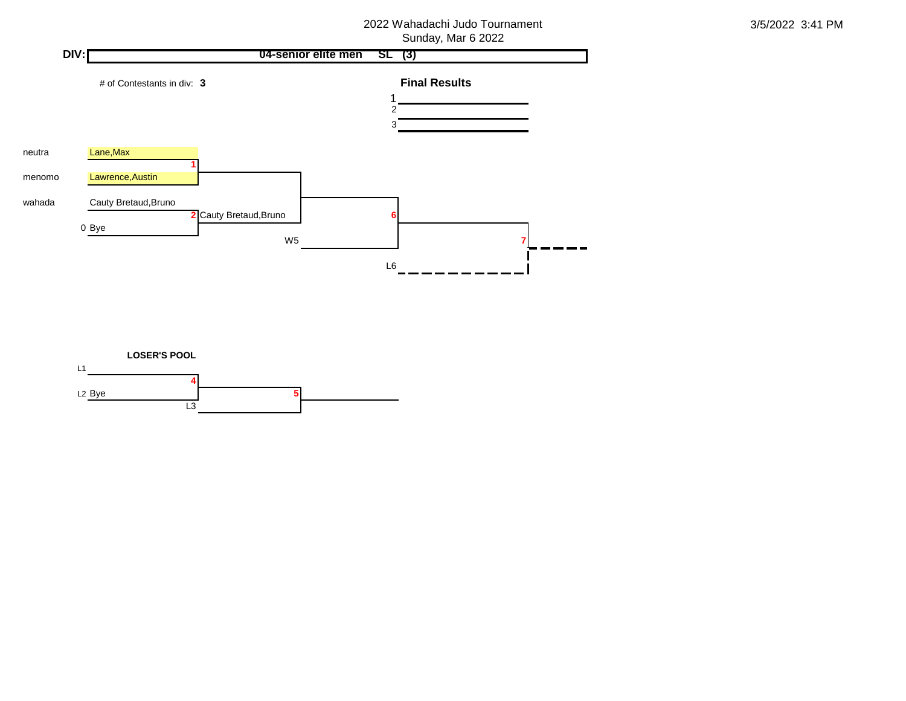# 2022 Wahadachi Judo Tournament

Sunday, Mar 6 2022

3/5/2022 3:41 PM

**DIV:** **04-senior elite men SL (3)**

\# of Contestants in div: **3**

**Final Results**

1. 
2. 
3. 

| Club | Contestant | Match | Result |
|---|---|---|---|
| neutra | Lane,Max | 1 | |
| menomo | Lawrence,Austin | | |
| wahada | Cauty Bretaud,Bruno | 2 | Cauty Bretaud,Bruno |
| 0 | Bye | | |

6

W5

7

L6

**LOSER'S POOL**

L1

4

L2 Bye

5

L3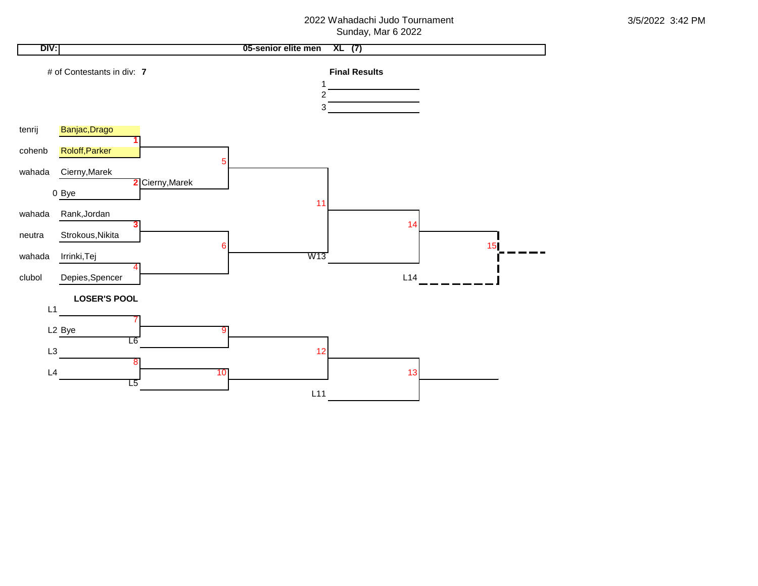2022 Wahadachi Judo Tournament
Sunday, Mar 6 2022

3/5/2022 3:42 PM

**DIV:** **05-senior elite men XL (7)**

# of Contestants in div: **7**

**Final Results**

1 ______
2 ______
3 ______

| Club | Contestant | Match |
|---|---|---|
| tenrij | Banjac,Drago | 1 |
| cohenb | Roloff,Parker | |
| wahada | Cierny,Marek | 2 |
| 0 | Bye | |
| wahada | Rank,Jordan | 3 |
| neutra | Strokous,Nikita | |
| wahada | Irrinki,Tej | 4 |
| clubol | Depies,Spencer | |

Match 2 winner: Cierny,Marek

Matches: 5, 6, 11, 14, 15, W13, L14

**LOSER'S POOL**

L1
7
L2 Bye
L6
9
L3
8
L4
L5
10
12
13
L11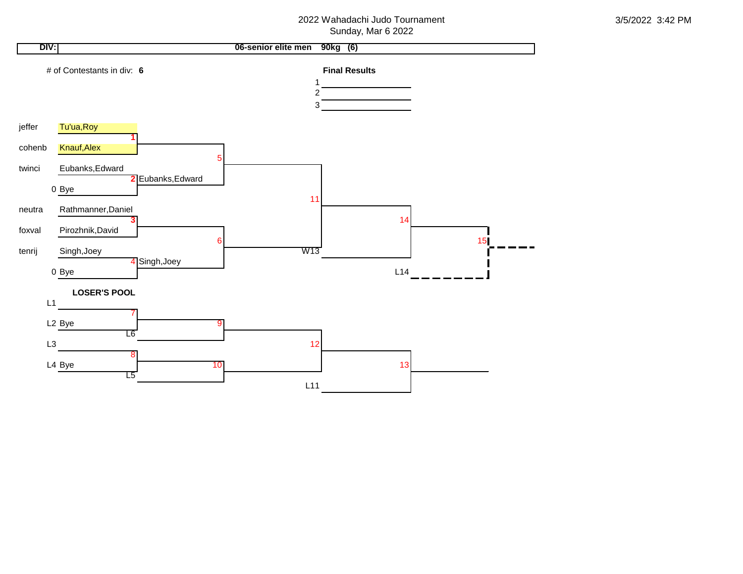# 2022 Wahadachi Judo Tournament

Sunday, Mar 6 2022

3/5/2022 3:42 PM

**DIV:** **06-senior elite men 90kg (6)**

# of Contestants in div: **6**

**Final Results**

1
2
3

| Club | Contestant | Match | Winner |
|---|---|---|---|
| jeffer | Tu'ua,Roy | 1 | |
| cohenb | Knauf,Alex | | |
| twinci | Eubanks,Edward | 2 | Eubanks,Edward |
| 0 | Bye | | |
| neutra | Rathmanner,Daniel | 3 | |
| foxval | Pirozhnik,David | | |
| tenrij | Singh,Joey | 4 | Singh,Joey |
| 0 | Bye | | |

Matches: 5, 6, 11, 14, 15

W13

L14

**LOSER'S POOL**

L1

7

L2 Bye

L6

9

L3

8

L4 Bye

L5

10

12

L11

13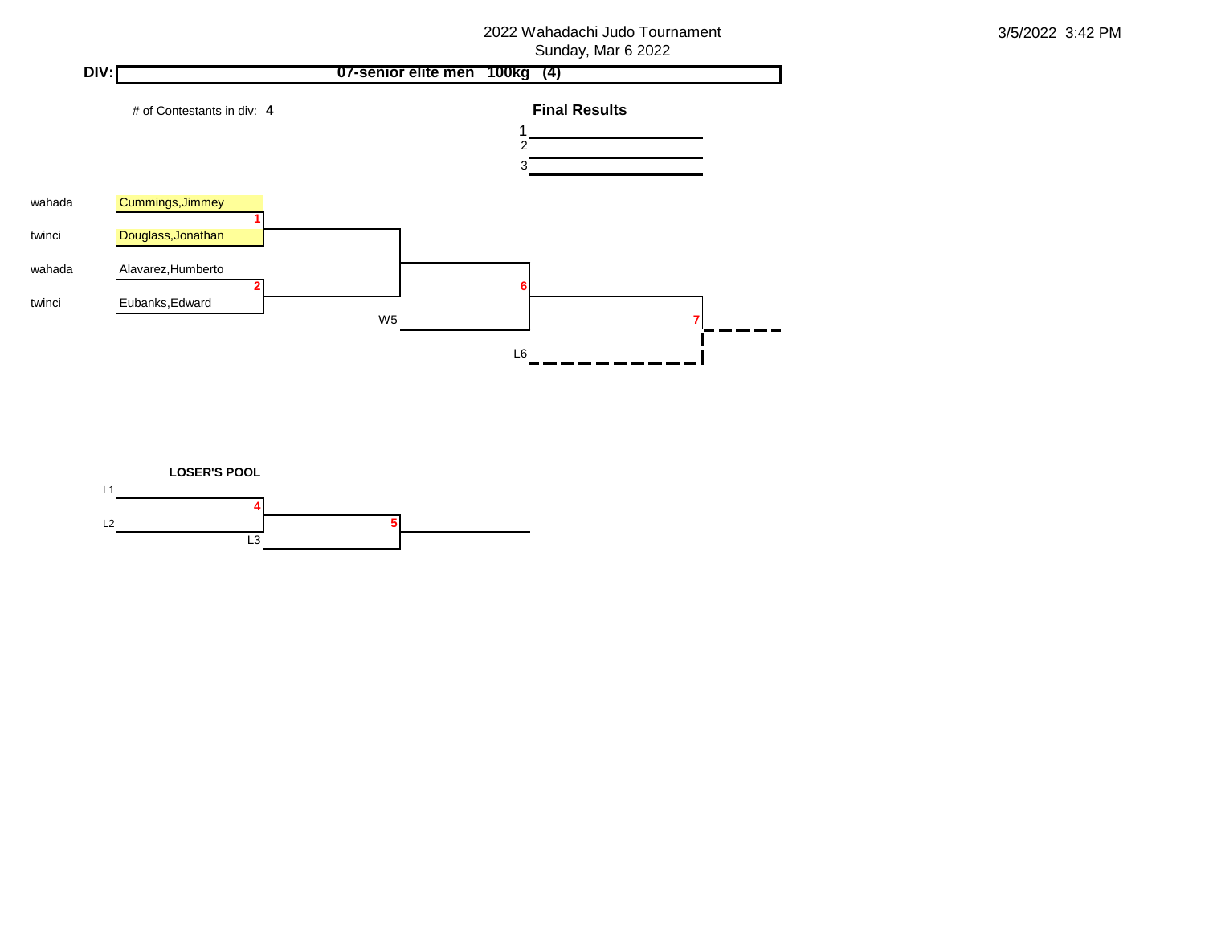2022 Wahadachi Judo Tournament
Sunday, Mar 6 2022

3/5/2022 3:42 PM

**DIV:** **07-senior elite men 100kg (4)**

\# of Contestants in div: **4**

**Final Results**

1 ______
2 ______
3 ______

| Club | Contestant | Match |
|---|---|---|
| wahada | Cummings,Jimmey | 1 |
| twinci | Douglass,Jonathan | |
| wahada | Alavarez,Humberto | 2 |
| twinci | Eubanks,Edward | |

6

W5

7

L6

**LOSER'S POOL**

L1

4

L2

5

L3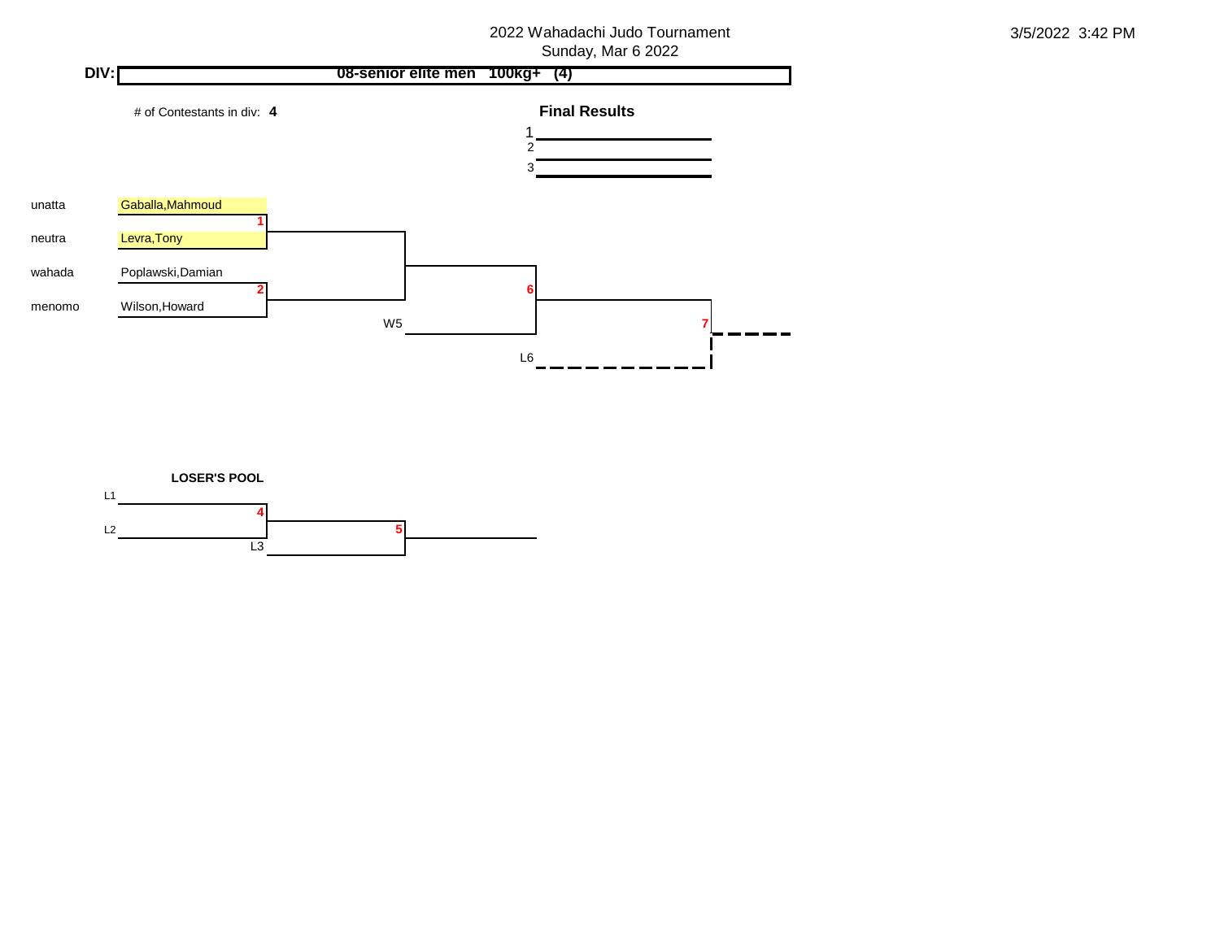2022 Wahadachi Judo Tournament
Sunday, Mar 6 2022

3/5/2022 3:42 PM

**DIV:** **08-senior elite men 100kg+ (4)**

# of Contestants in div: **4**

**Final Results**

1
2
3

| Club | Contestant | Match |
|---|---|---|
| unatta | Gaballa,Mahmoud | 1 |
| neutra | Levra,Tony | |
| wahada | Poplawski,Damian | 2 |
| menomo | Wilson,Howard | |

6

W5

7

L6

**LOSER'S POOL**

L1

4

L2

5

L3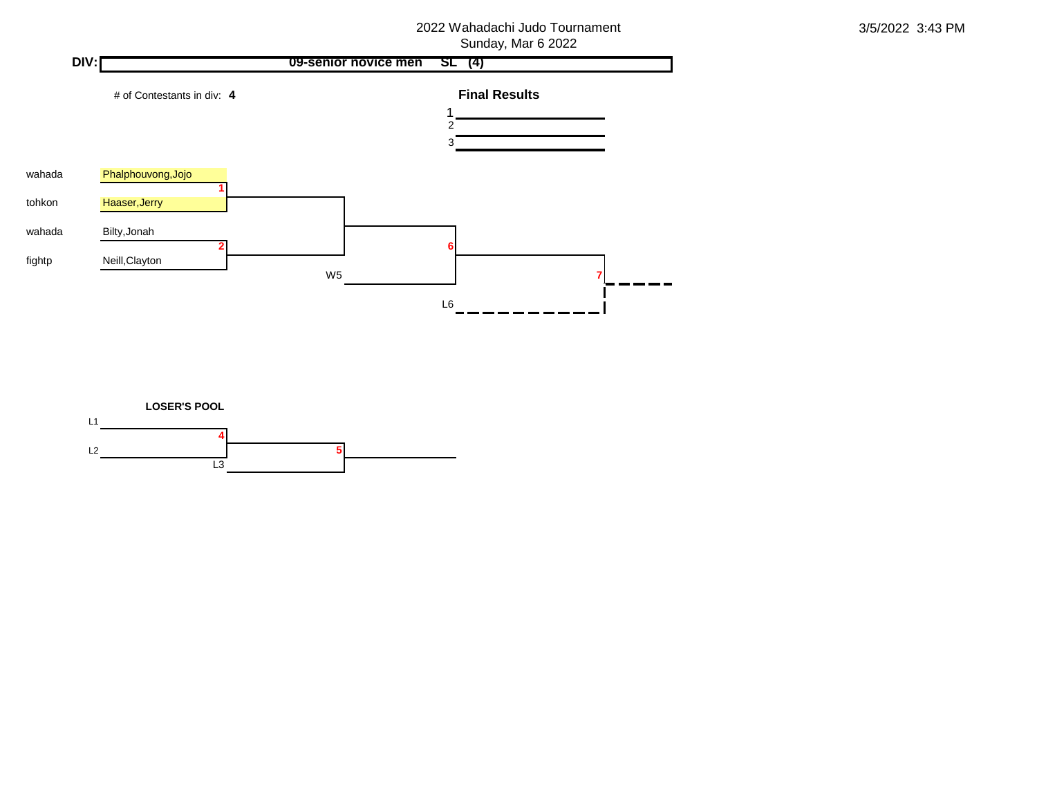2022 Wahadachi Judo Tournament
Sunday, Mar 6 2022

3/5/2022 3:43 PM

**DIV:** **09-senior novice men SL (4)**

\# of Contestants in div: **4**

**Final Results**

1 ____________
2 ____________
3 ____________

| Club | Contestant | Match |
|---|---|---|
| wahada | Phalphouvong,Jojo | 1 |
| tohkon | Haaser,Jerry | 1 |
| wahada | Bilty,Jonah | 2 |
| fightp | Neill,Clayton | 2 |

Match 6: Winner of 1 vs Winner of 2 ... W5

Match 7: Winner of 6 vs L6

**LOSER'S POOL**

Match 4: L1 vs L2

Match 5: Winner of 4 vs L3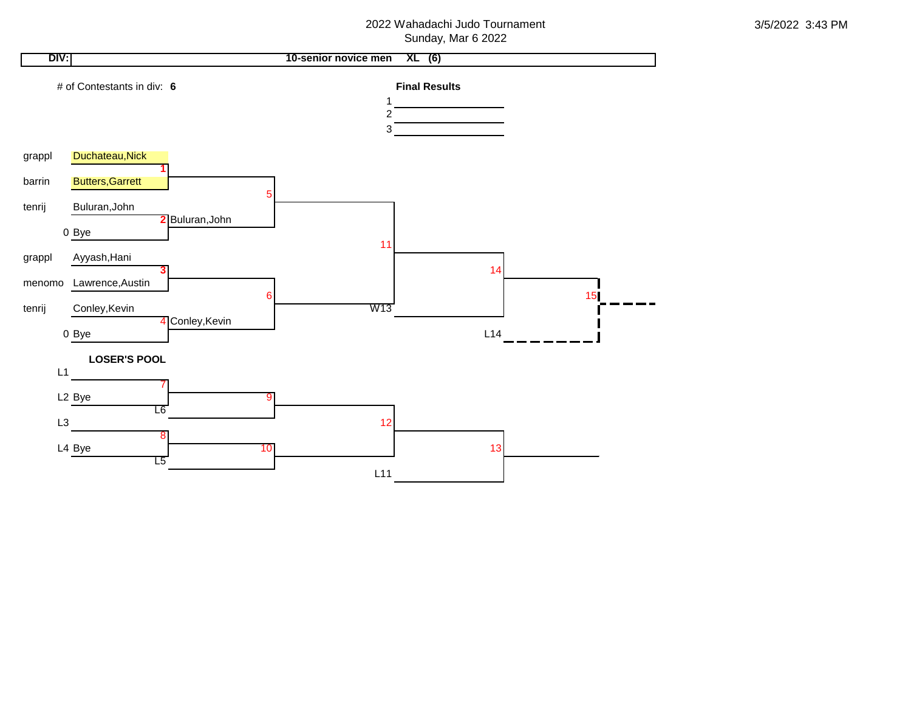2022 Wahadachi Judo Tournament
Sunday, Mar 6 2022

3/5/2022 3:43 PM

**DIV:** **10-senior novice men XL (6)**

\# of Contestants in div: **6**

**Final Results**

1 ______
2 ______
3 ______

| Club | Contestant | Match | Winner |
|---|---|---|---|
| grappl | Duchateau,Nick | 1 | |
| barrin | Butters,Garrett | | |
| tenrij | Buluran,John | 2 | Buluran,John |
| 0 | Bye | | |
| grappl | Ayyash,Hani | 3 | |
| menomo | Lawrence,Austin | | |
| tenrij | Conley,Kevin | 4 | Conley,Kevin |
| 0 | Bye | | |

Matches: 5, 6, 11, 14, 15; W13; L14

**LOSER'S POOL**

| Slot | Contestant | Match |
|---|---|---|
| L1 | | 7 |
| L2 | Bye | |
| L6 | | 9 |
| L3 | | 8 |
| L4 | Bye | |
| L5 | | 10 |

Matches: 12, 13; L11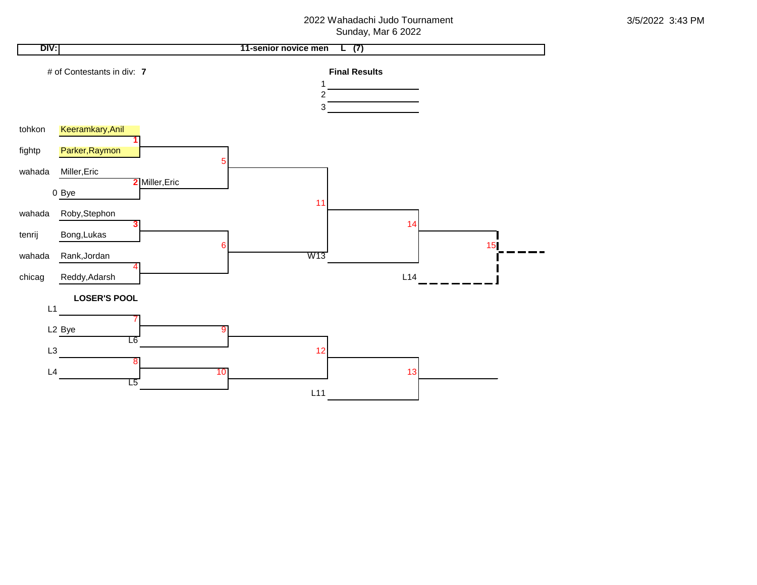2022 Wahadachi Judo Tournament
Sunday, Mar 6 2022

3/5/2022 3:43 PM

**DIV:** **11-senior novice men L (7)**

# of Contestants in div: **7**

**Final Results**

1 ______
2 ______
3 ______

| Club | Name | Match |
|---|---|---|
| tohkon | Keeramkary,Anil | 1 |
| fightp | Parker,Raymon | 1 |
| wahada | Miller,Eric | 2 |
| 0 | Bye | 2 |
| wahada | Roby,Stephon | 3 |
| tenrij | Bong,Lukas | 3 |
| wahada | Rank,Jordan | 4 |
| chicag | Reddy,Adarsh | 4 |

Match 2 winner: Miller,Eric

5 — 11 — 14 — 15

6 — W13

L14

**LOSER'S POOL**

L1 — 7
L2 Bye — 7

L6 — 9

L3 — 8
L4 — 8

L5 — 10

12

13

L11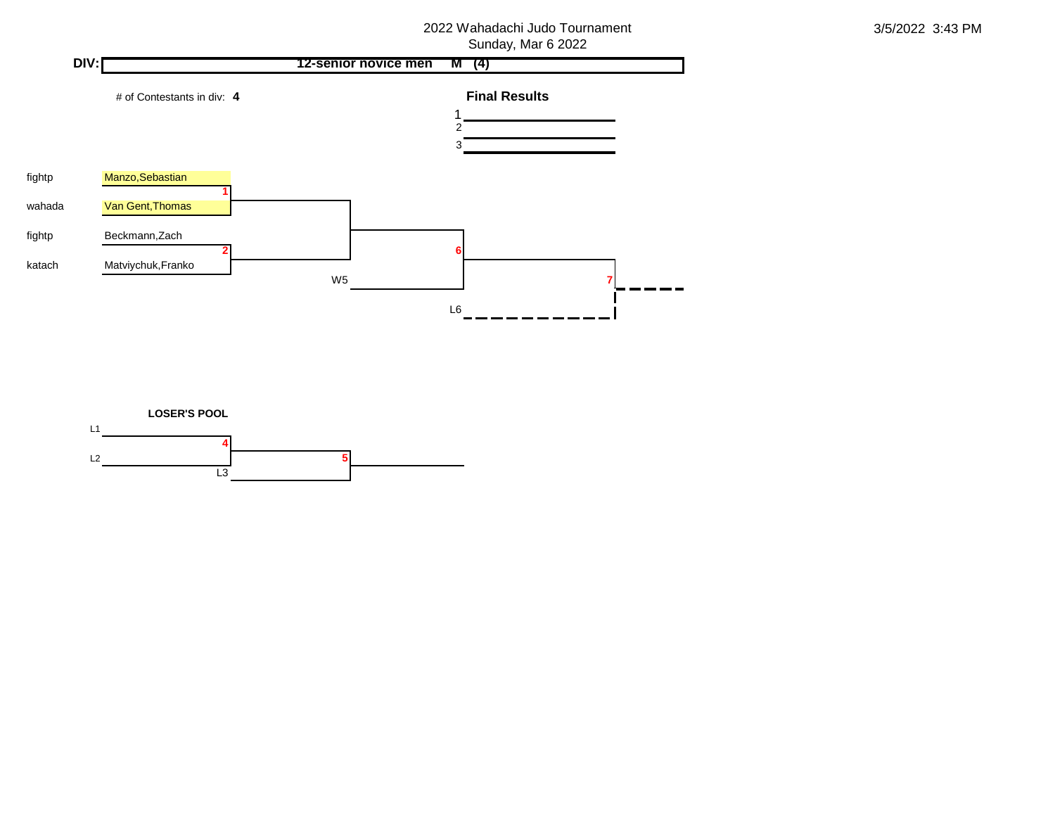2022 Wahadachi Judo Tournament
Sunday, Mar 6 2022

3/5/2022 3:43 PM

**DIV:** **12-senior novice men M (4)**

# of Contestants in div: **4**

**Final Results**

1

2

3

| Club | Contestant | Match |
|---|---|---|
| fightp | Manzo,Sebastian | 1 |
| wahada | Van Gent,Thomas | 1 |
| fightp | Beckmann,Zach | 2 |
| katach | Matviychuk,Franko | 2 |

6

W5

7

L6

**LOSER'S POOL**

L1

4

L2

5

L3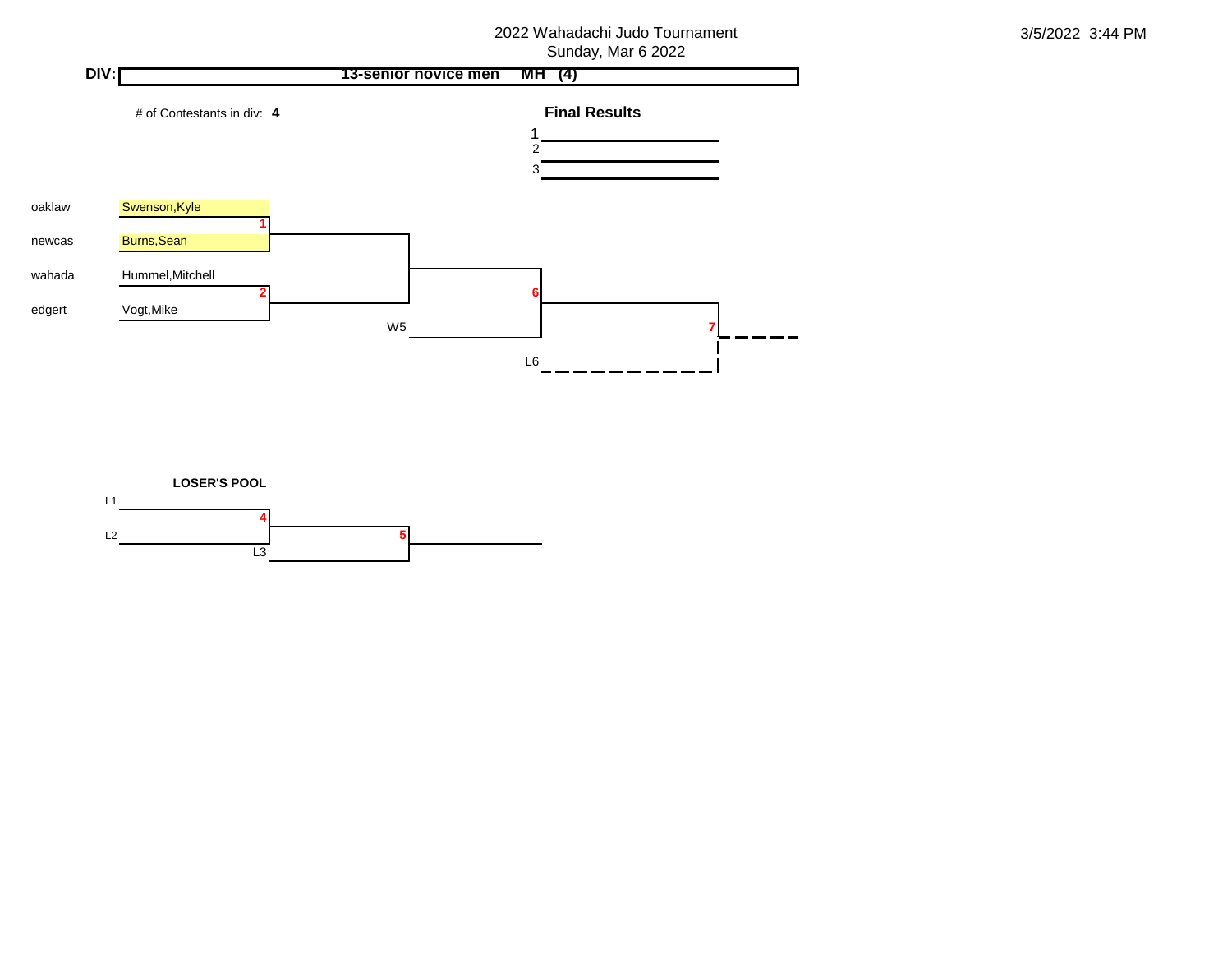2022 Wahadachi Judo Tournament

Sunday, Mar 6 2022

3/5/2022 3:44 PM

**DIV:** **13-senior novice men MH (4)**

# of Contestants in div: **4**

**Final Results**

1 ______________

2 ______________

3 ______________

| Club | Contestant | Match |
|---|---|---|
| oaklaw | Swenson,Kyle | 1 |
| newcas | Burns,Sean | 1 |
| wahada | Hummel,Mitchell | 2 |
| edgert | Vogt,Mike | 2 |

Match 6: Winner of 1 vs Winner of 2 / W5

Match 7: Winner of 6 vs L6

**LOSER'S POOL**

L1 — 4

L2 — 4

L3 — 5

Match 5: Winner of 4 vs L3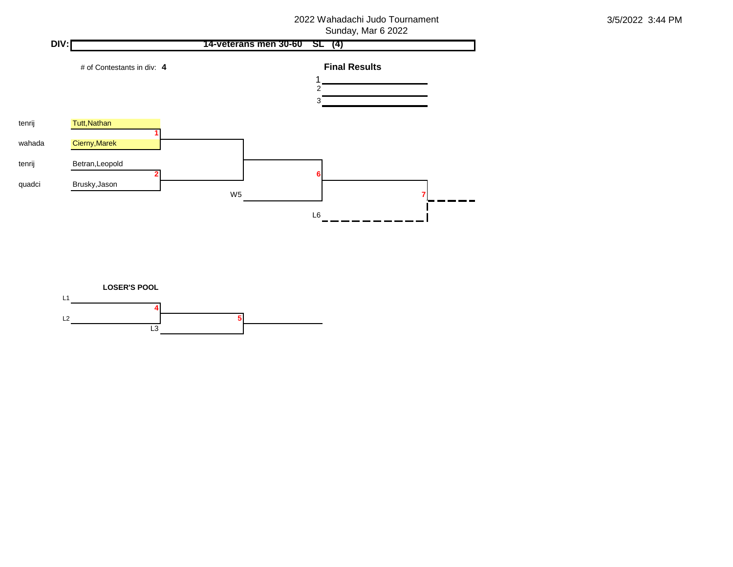# 2022 Wahadachi Judo Tournament

Sunday, Mar 6 2022

3/5/2022 3:44 PM

**DIV:** **14-veterans men 30-60 SL (4)**

# of Contestants in div: **4**

**Final Results**

1

2

3

| Club | Name | Match |
|---|---|---|
| tenrij | Tutt,Nathan | 1 |
| wahada | Cierny,Marek | 1 |
| tenrij | Betran,Leopold | 2 |
| quadci | Brusky,Jason | 2 |

6

W5

7

L6

**LOSER'S POOL**

L1

4

L2

5

L3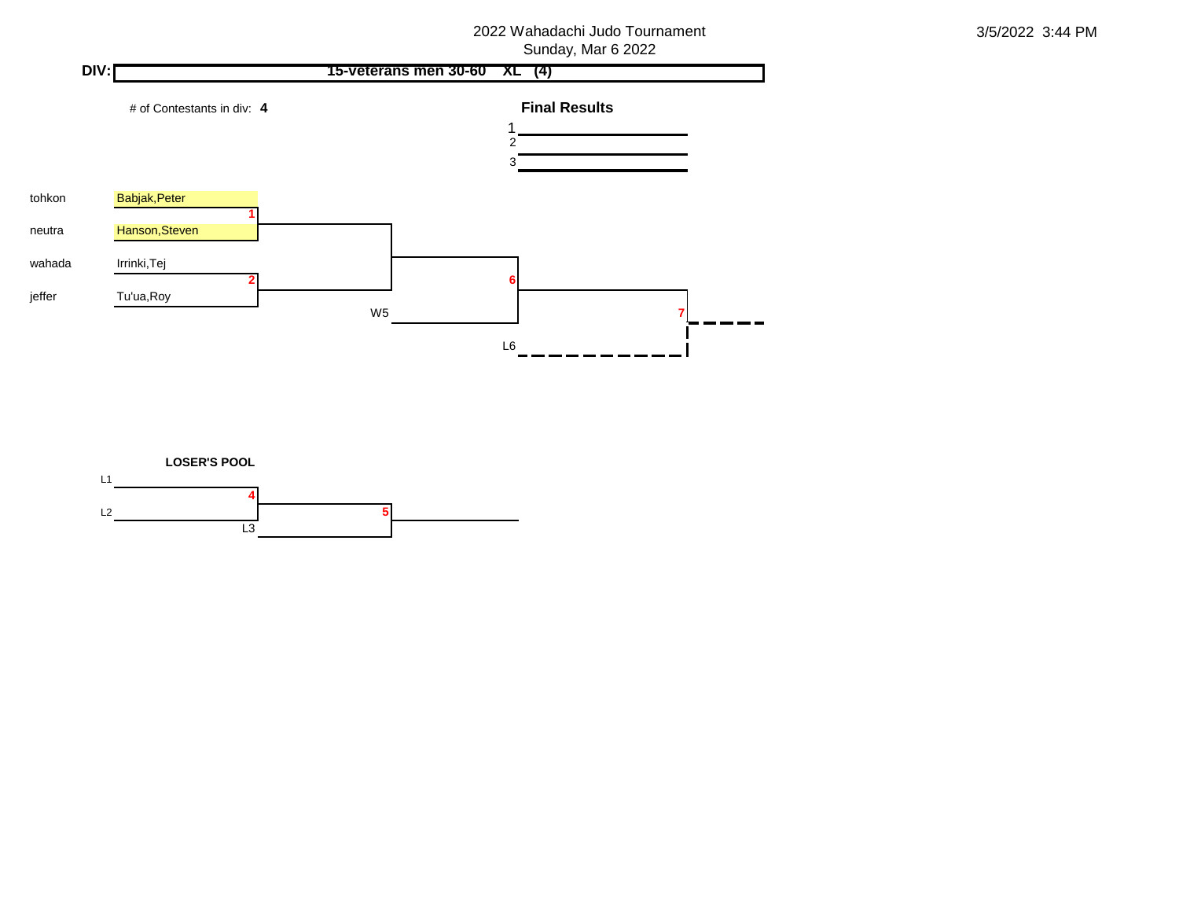2022 Wahadachi Judo Tournament
Sunday, Mar 6 2022

3/5/2022 3:44 PM

**DIV:** **15-veterans men 30-60 XL (4)**

# of Contestants in div: **4**

**Final Results**

1
2
3

| Club | Contestant | Match |
|---|---|---|
| tohkon | Babjak,Peter | 1 |
| neutra | Hanson,Steven | 1 |
| wahada | Irrinki,Tej | 2 |
| jeffer | Tu'ua,Roy | 2 |

6

W5

7

L6

**LOSER'S POOL**

L1

4

L2

5

L3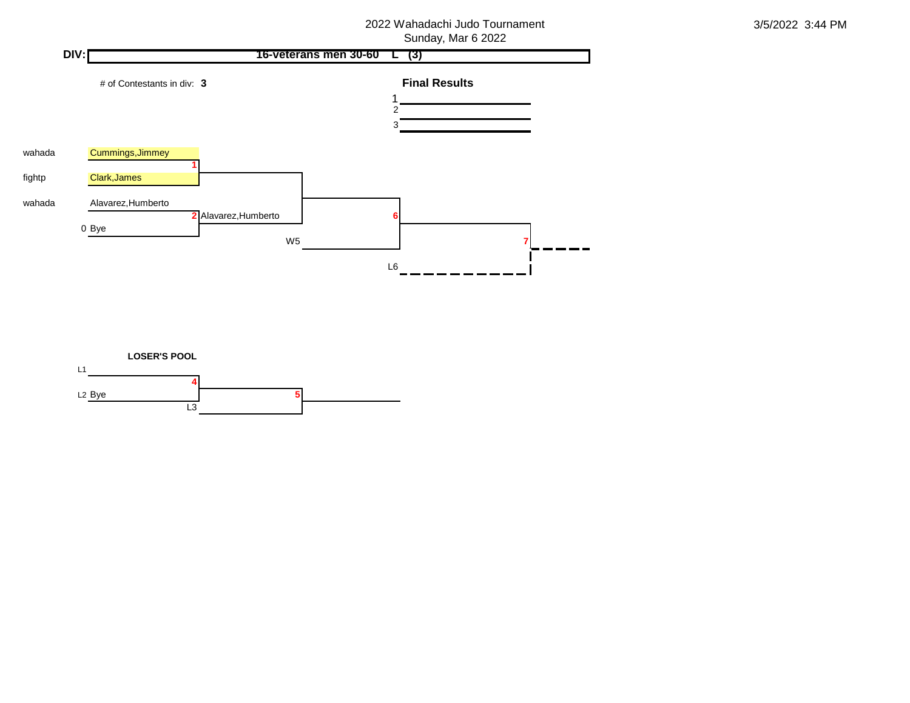2022 Wahadachi Judo Tournament
Sunday, Mar 6 2022

3/5/2022 3:44 PM

**DIV:** **16-veterans men 30-60 L (3)**

# of Contestants in div: **3**

**Final Results**

1
2
3

| Club | Contestant | Match | Result |
|---|---|---|---|
| wahada | Cummings,Jimmey | 1 | |
| fightp | Clark,James | | |
| wahada | Alavarez,Humberto | 2 | Alavarez,Humberto |
| 0 | Bye | | |

W5

6

7

L6

**LOSER'S POOL**

L1

4

L2 Bye

5

L3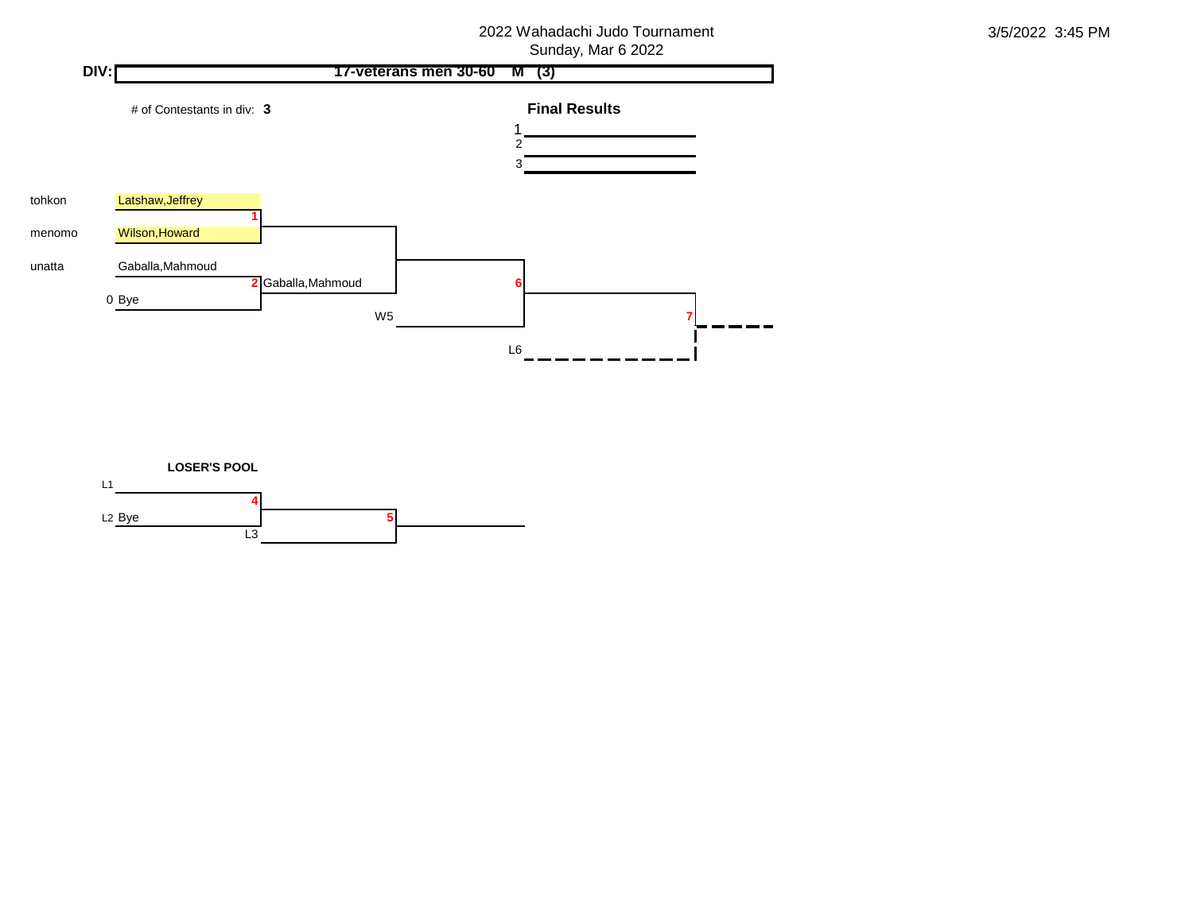2022 Wahadachi Judo Tournament

Sunday, Mar 6 2022

3/5/2022 3:45 PM

**DIV:** **17-veterans men 30-60 M (3)**

# of Contestants in div: **3**

**Final Results**

1

2

3

tohkon Latshaw,Jeffrey

1

menomo Wilson,Howard

unatta Gaballa,Mahmoud

2 Gaballa,Mahmoud

0 Bye

6

W5

7

L6

**LOSER'S POOL**

L1

4

L2 Bye

5

L3